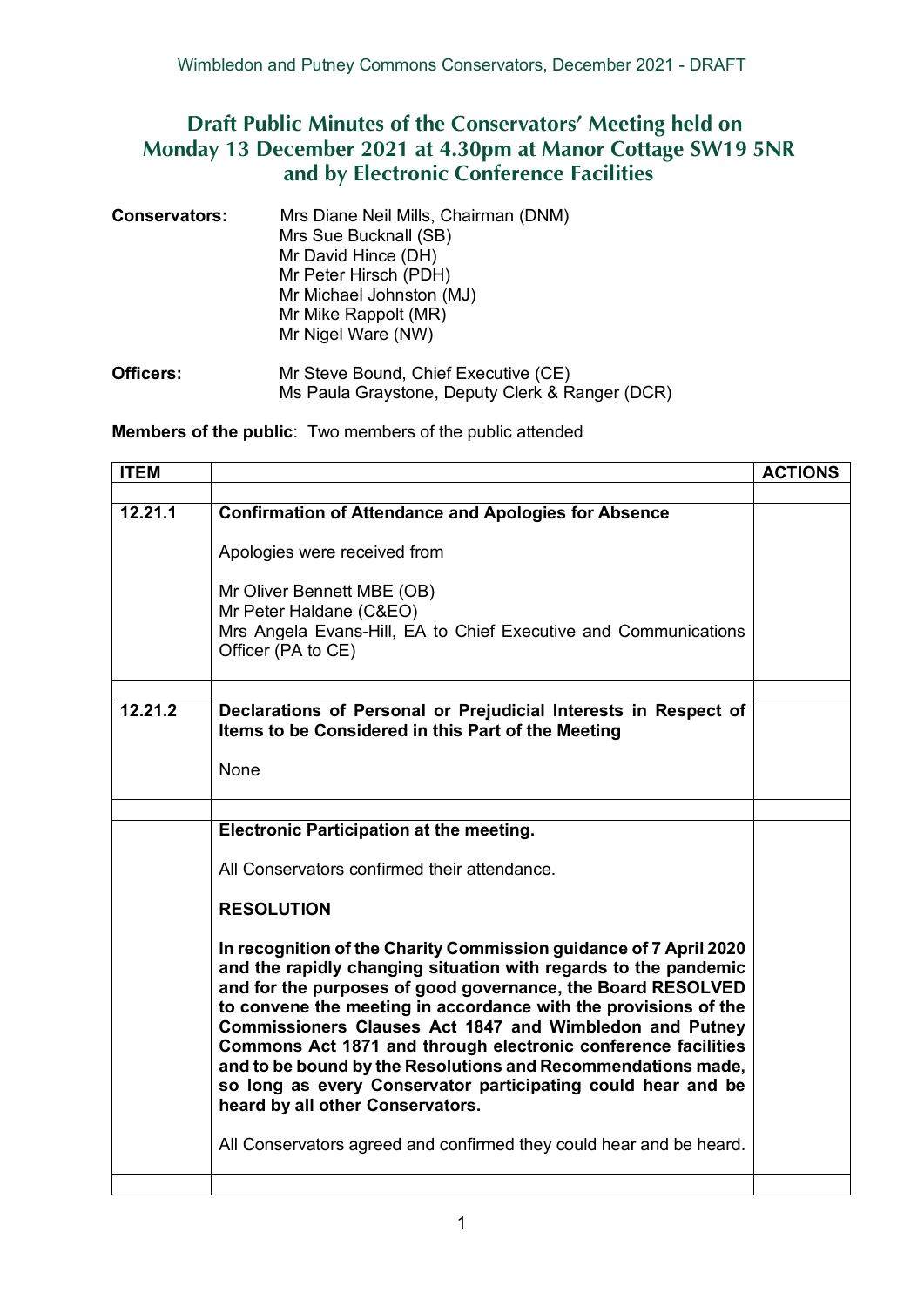# Draft Public Minutes of the Conservators' Meeting held on Monday 13 December 2021 at 4.30pm at Manor Cottage SW19 5NR and by Electronic Conference Facilities

**Conservators:**
Mrs Diane Neil Mills, Chairman (DNM)
Mrs Sue Bucknall (SB)
Mr David Hince (DH)
Mr Peter Hirsch (PDH)
Mr Michael Johnston (MJ)
Mr Mike Rappolt (MR)
Mr Nigel Ware (NW)

**Officers:**
Mr Steve Bound, Chief Executive (CE)
Ms Paula Graystone, Deputy Clerk & Ranger (DCR)

**Members of the public**: Two members of the public attended

| ITEM | | ACTIONS |
|---|---|---|
| 12.21.1 | **Confirmation of Attendance and Apologies for Absence**<br><br>Apologies were received from<br><br>Mr Oliver Bennett MBE (OB)<br>Mr Peter Haldane (C&EO)<br>Mrs Angela Evans-Hill, EA to Chief Executive and Communications Officer (PA to CE) | |
| 12.21.2 | **Declarations of Personal or Prejudicial Interests in Respect of Items to be Considered in this Part of the Meeting**<br><br>None | |
| | **Electronic Participation at the meeting.**<br><br>All Conservators confirmed their attendance.<br><br>**RESOLUTION**<br><br>**In recognition of the Charity Commission guidance of 7 April 2020 and the rapidly changing situation with regards to the pandemic and for the purposes of good governance, the Board RESOLVED to convene the meeting in accordance with the provisions of the Commissioners Clauses Act 1847 and Wimbledon and Putney Commons Act 1871 and through electronic conference facilities and to be bound by the Resolutions and Recommendations made, so long as every Conservator participating could hear and be heard by all other Conservators.**<br><br>All Conservators agreed and confirmed they could hear and be heard. | |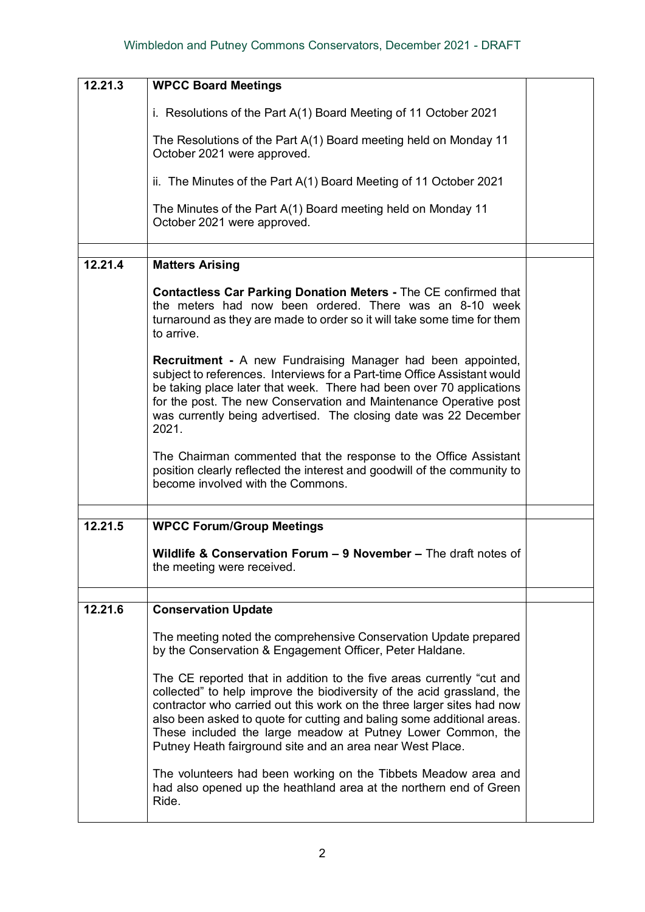| 12.21.3 | **WPCC Board Meetings**<br><br>i. Resolutions of the Part A(1) Board Meeting of 11 October 2021<br><br>The Resolutions of the Part A(1) Board meeting held on Monday 11 October 2021 were approved.<br><br>ii. The Minutes of the Part A(1) Board Meeting of 11 October 2021<br><br>The Minutes of the Part A(1) Board meeting held on Monday 11 October 2021 were approved. | |
|---|---|---|
| | | |
| 12.21.4 | **Matters Arising**<br><br>**Contactless Car Parking Donation Meters -** The CE confirmed that the meters had now been ordered. There was an 8-10 week turnaround as they are made to order so it will take some time for them to arrive.<br><br>**Recruitment -** A new Fundraising Manager had been appointed, subject to references. Interviews for a Part-time Office Assistant would be taking place later that week. There had been over 70 applications for the post. The new Conservation and Maintenance Operative post was currently being advertised. The closing date was 22 December 2021.<br><br>The Chairman commented that the response to the Office Assistant position clearly reflected the interest and goodwill of the community to become involved with the Commons. | |
| | | |
| 12.21.5 | **WPCC Forum/Group Meetings**<br><br>**Wildlife & Conservation Forum – 9 November –** The draft notes of the meeting were received. | |
| | | |
| 12.21.6 | **Conservation Update**<br><br>The meeting noted the comprehensive Conservation Update prepared by the Conservation & Engagement Officer, Peter Haldane.<br><br>The CE reported that in addition to the five areas currently "cut and collected" to help improve the biodiversity of the acid grassland, the contractor who carried out this work on the three larger sites had now also been asked to quote for cutting and baling some additional areas. These included the large meadow at Putney Lower Common, the Putney Heath fairground site and an area near West Place.<br><br>The volunteers had been working on the Tibbets Meadow area and had also opened up the heathland area at the northern end of Green Ride. | |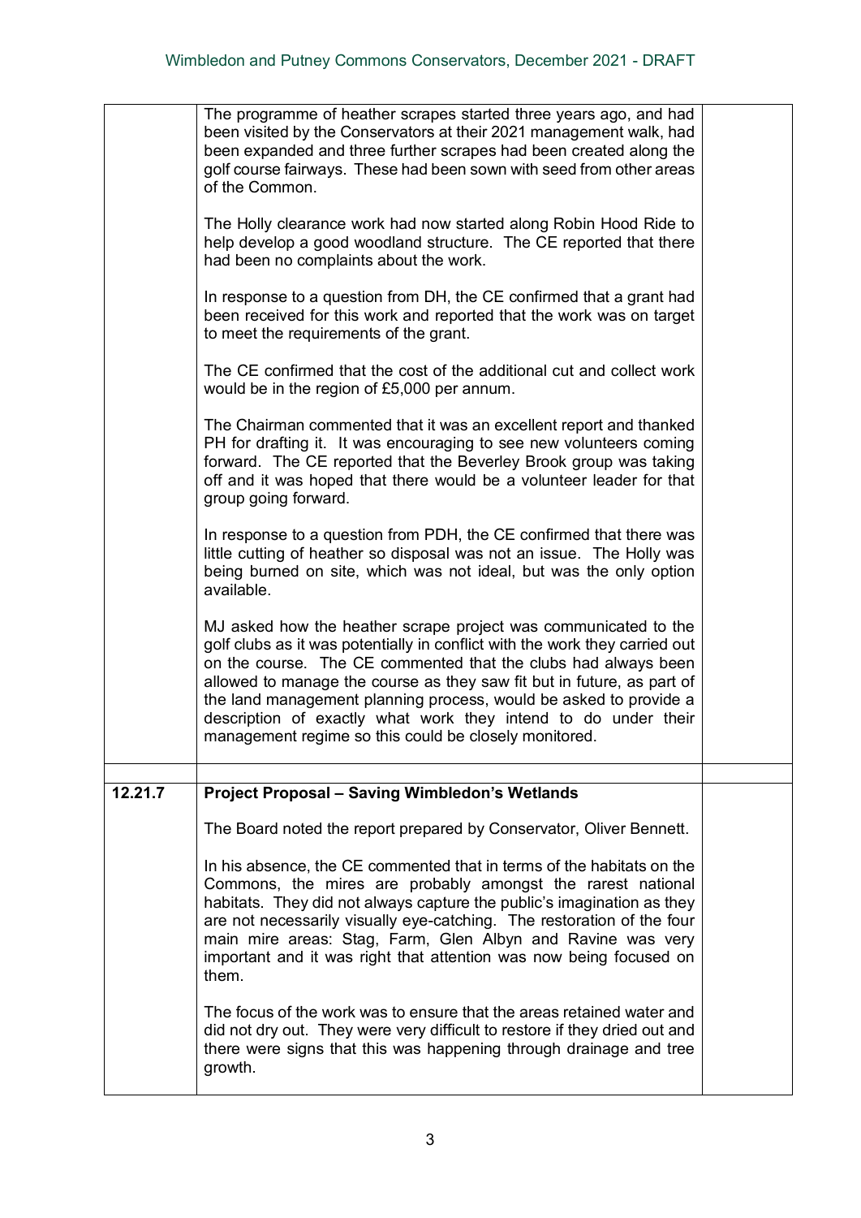| | | |
|---|---|---|
| | The programme of heather scrapes started three years ago, and had been visited by the Conservators at their 2021 management walk, had been expanded and three further scrapes had been created along the golf course fairways. These had been sown with seed from other areas of the Common.<br><br>The Holly clearance work had now started along Robin Hood Ride to help develop a good woodland structure. The CE reported that there had been no complaints about the work.<br><br>In response to a question from DH, the CE confirmed that a grant had been received for this work and reported that the work was on target to meet the requirements of the grant.<br><br>The CE confirmed that the cost of the additional cut and collect work would be in the region of £5,000 per annum.<br><br>The Chairman commented that it was an excellent report and thanked PH for drafting it. It was encouraging to see new volunteers coming forward. The CE reported that the Beverley Brook group was taking off and it was hoped that there would be a volunteer leader for that group going forward.<br><br>In response to a question from PDH, the CE confirmed that there was little cutting of heather so disposal was not an issue. The Holly was being burned on site, which was not ideal, but was the only option available.<br><br>MJ asked how the heather scrape project was communicated to the golf clubs as it was potentially in conflict with the work they carried out on the course. The CE commented that the clubs had always been allowed to manage the course as they saw fit but in future, as part of the land management planning process, would be asked to provide a description of exactly what work they intend to do under their management regime so this could be closely monitored. | |
| | | |
| **12.21.7** | **Project Proposal – Saving Wimbledon's Wetlands**<br><br>The Board noted the report prepared by Conservator, Oliver Bennett.<br><br>In his absence, the CE commented that in terms of the habitats on the Commons, the mires are probably amongst the rarest national habitats. They did not always capture the public's imagination as they are not necessarily visually eye-catching. The restoration of the four main mire areas: Stag, Farm, Glen Albyn and Ravine was very important and it was right that attention was now being focused on them.<br><br>The focus of the work was to ensure that the areas retained water and did not dry out. They were very difficult to restore if they dried out and there were signs that this was happening through drainage and tree growth. | |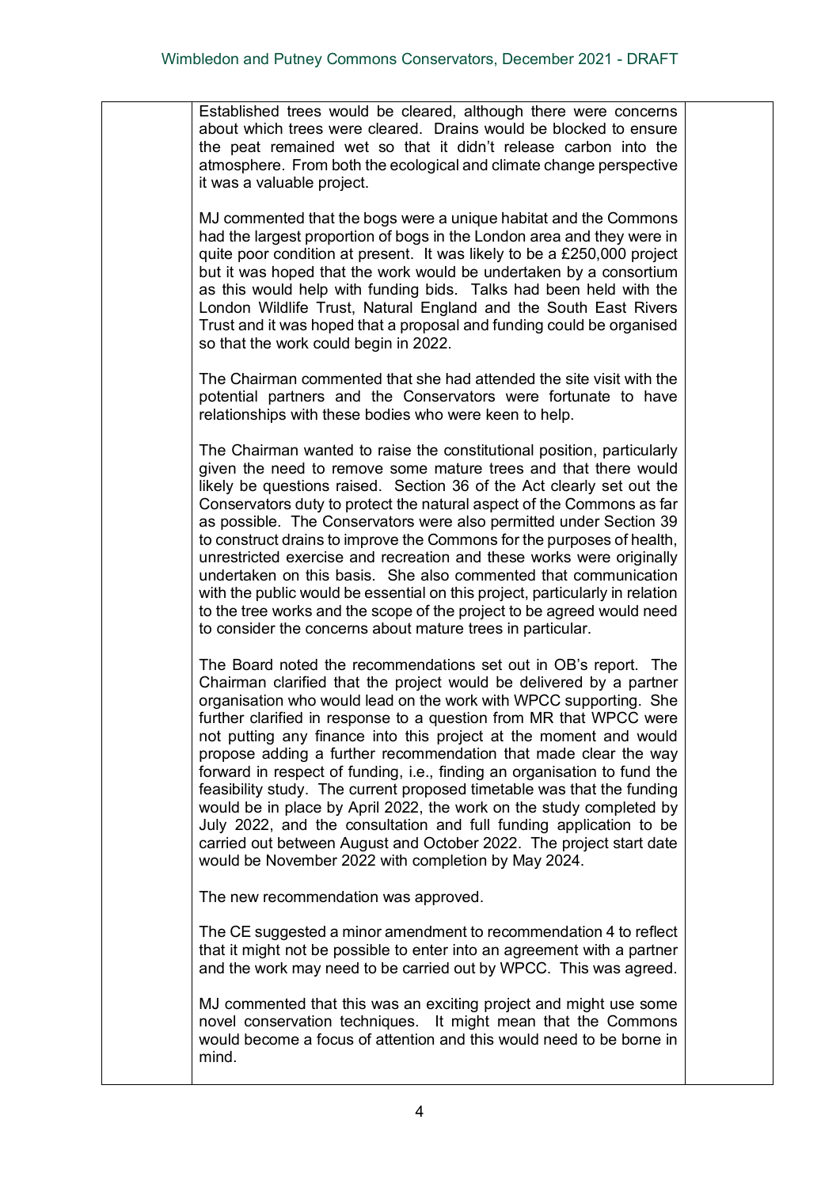| | | |
|---|---|---|
| | Established trees would be cleared, although there were concerns about which trees were cleared. Drains would be blocked to ensure the peat remained wet so that it didn't release carbon into the atmosphere. From both the ecological and climate change perspective it was a valuable project.<br><br>MJ commented that the bogs were a unique habitat and the Commons had the largest proportion of bogs in the London area and they were in quite poor condition at present. It was likely to be a £250,000 project but it was hoped that the work would be undertaken by a consortium as this would help with funding bids. Talks had been held with the London Wildlife Trust, Natural England and the South East Rivers Trust and it was hoped that a proposal and funding could be organised so that the work could begin in 2022.<br><br>The Chairman commented that she had attended the site visit with the potential partners and the Conservators were fortunate to have relationships with these bodies who were keen to help.<br><br>The Chairman wanted to raise the constitutional position, particularly given the need to remove some mature trees and that there would likely be questions raised. Section 36 of the Act clearly set out the Conservators duty to protect the natural aspect of the Commons as far as possible. The Conservators were also permitted under Section 39 to construct drains to improve the Commons for the purposes of health, unrestricted exercise and recreation and these works were originally undertaken on this basis. She also commented that communication with the public would be essential on this project, particularly in relation to the tree works and the scope of the project to be agreed would need to consider the concerns about mature trees in particular.<br><br>The Board noted the recommendations set out in OB's report. The Chairman clarified that the project would be delivered by a partner organisation who would lead on the work with WPCC supporting. She further clarified in response to a question from MR that WPCC were not putting any finance into this project at the moment and would propose adding a further recommendation that made clear the way forward in respect of funding, i.e., finding an organisation to fund the feasibility study. The current proposed timetable was that the funding would be in place by April 2022, the work on the study completed by July 2022, and the consultation and full funding application to be carried out between August and October 2022. The project start date would be November 2022 with completion by May 2024.<br><br>The new recommendation was approved.<br><br>The CE suggested a minor amendment to recommendation 4 to reflect that it might not be possible to enter into an agreement with a partner and the work may need to be carried out by WPCC. This was agreed.<br><br>MJ commented that this was an exciting project and might use some novel conservation techniques. It might mean that the Commons would become a focus of attention and this would need to be borne in mind. | |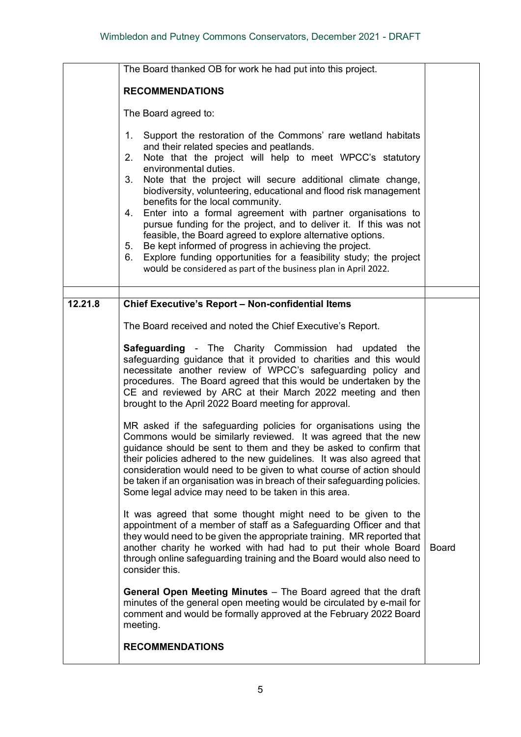| | | |
|---|---|---|
| | The Board thanked OB for work he had put into this project.<br><br>**RECOMMENDATIONS**<br><br>The Board agreed to:<br><br>1. Support the restoration of the Commons' rare wetland habitats and their related species and peatlands.<br>2. Note that the project will help to meet WPCC's statutory environmental duties.<br>3. Note that the project will secure additional climate change, biodiversity, volunteering, educational and flood risk management benefits for the local community.<br>4. Enter into a formal agreement with partner organisations to pursue funding for the project, and to deliver it. If this was not feasible, the Board agreed to explore alternative options.<br>5. Be kept informed of progress in achieving the project.<br>6. Explore funding opportunities for a feasibility study; the project would be considered as part of the business plan in April 2022. | |
| | | |
| **12.21.8** | **Chief Executive's Report – Non-confidential Items**<br><br>The Board received and noted the Chief Executive's Report.<br><br>**Safeguarding** - The Charity Commission had updated the safeguarding guidance that it provided to charities and this would necessitate another review of WPCC's safeguarding policy and procedures. The Board agreed that this would be undertaken by the CE and reviewed by ARC at their March 2022 meeting and then brought to the April 2022 Board meeting for approval.<br><br>MR asked if the safeguarding policies for organisations using the Commons would be similarly reviewed. It was agreed that the new guidance should be sent to them and they be asked to confirm that their policies adhered to the new guidelines. It was also agreed that consideration would need to be given to what course of action should be taken if an organisation was in breach of their safeguarding policies. Some legal advice may need to be taken in this area.<br><br>It was agreed that some thought might need to be given to the appointment of a member of staff as a Safeguarding Officer and that they would need to be given the appropriate training. MR reported that another charity he worked with had had to put their whole Board through online safeguarding training and the Board would also need to consider this.<br><br>**General Open Meeting Minutes** – The Board agreed that the draft minutes of the general open meeting would be circulated by e-mail for comment and would be formally approved at the February 2022 Board meeting.<br><br>**RECOMMENDATIONS** | Board |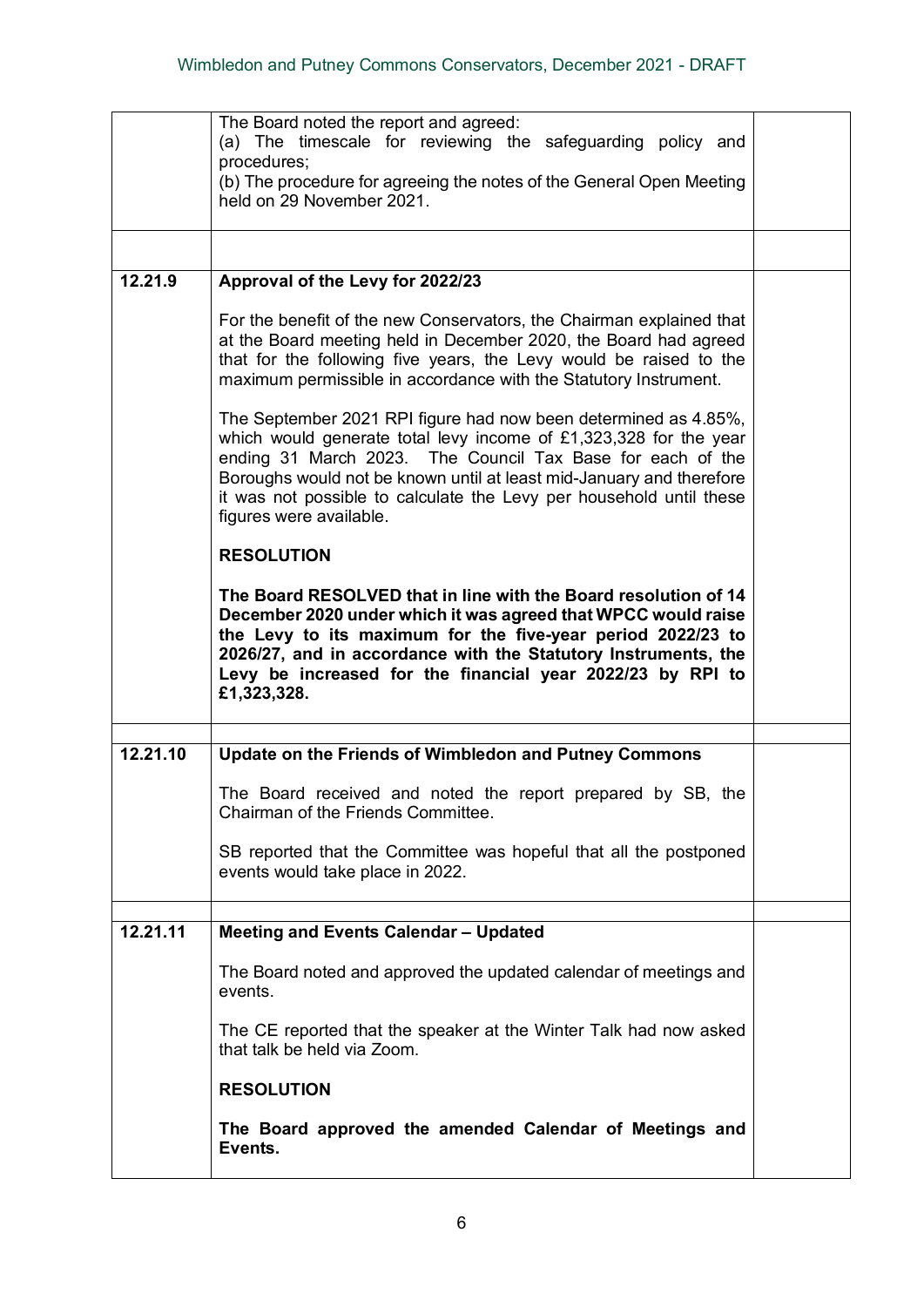| | | |
|---|---|---|
| | The Board noted the report and agreed:<br>(a) The timescale for reviewing the safeguarding policy and procedures;<br>(b) The procedure for agreeing the notes of the General Open Meeting held on 29 November 2021. | |
| | | |
| **12.21.9** | **Approval of the Levy for 2022/23**<br><br>For the benefit of the new Conservators, the Chairman explained that at the Board meeting held in December 2020, the Board had agreed that for the following five years, the Levy would be raised to the maximum permissible in accordance with the Statutory Instrument.<br><br>The September 2021 RPI figure had now been determined as 4.85%, which would generate total levy income of £1,323,328 for the year ending 31 March 2023. The Council Tax Base for each of the Boroughs would not be known until at least mid-January and therefore it was not possible to calculate the Levy per household until these figures were available.<br><br>**RESOLUTION**<br><br>**The Board RESOLVED that in line with the Board resolution of 14 December 2020 under which it was agreed that WPCC would raise the Levy to its maximum for the five-year period 2022/23 to 2026/27, and in accordance with the Statutory Instruments, the Levy be increased for the financial year 2022/23 by RPI to £1,323,328.** | |
| | | |
| **12.21.10** | **Update on the Friends of Wimbledon and Putney Commons**<br><br>The Board received and noted the report prepared by SB, the Chairman of the Friends Committee.<br><br>SB reported that the Committee was hopeful that all the postponed events would take place in 2022. | |
| | | |
| **12.21.11** | **Meeting and Events Calendar – Updated**<br><br>The Board noted and approved the updated calendar of meetings and events.<br><br>The CE reported that the speaker at the Winter Talk had now asked that talk be held via Zoom.<br><br>**RESOLUTION**<br><br>**The Board approved the amended Calendar of Meetings and Events.** | |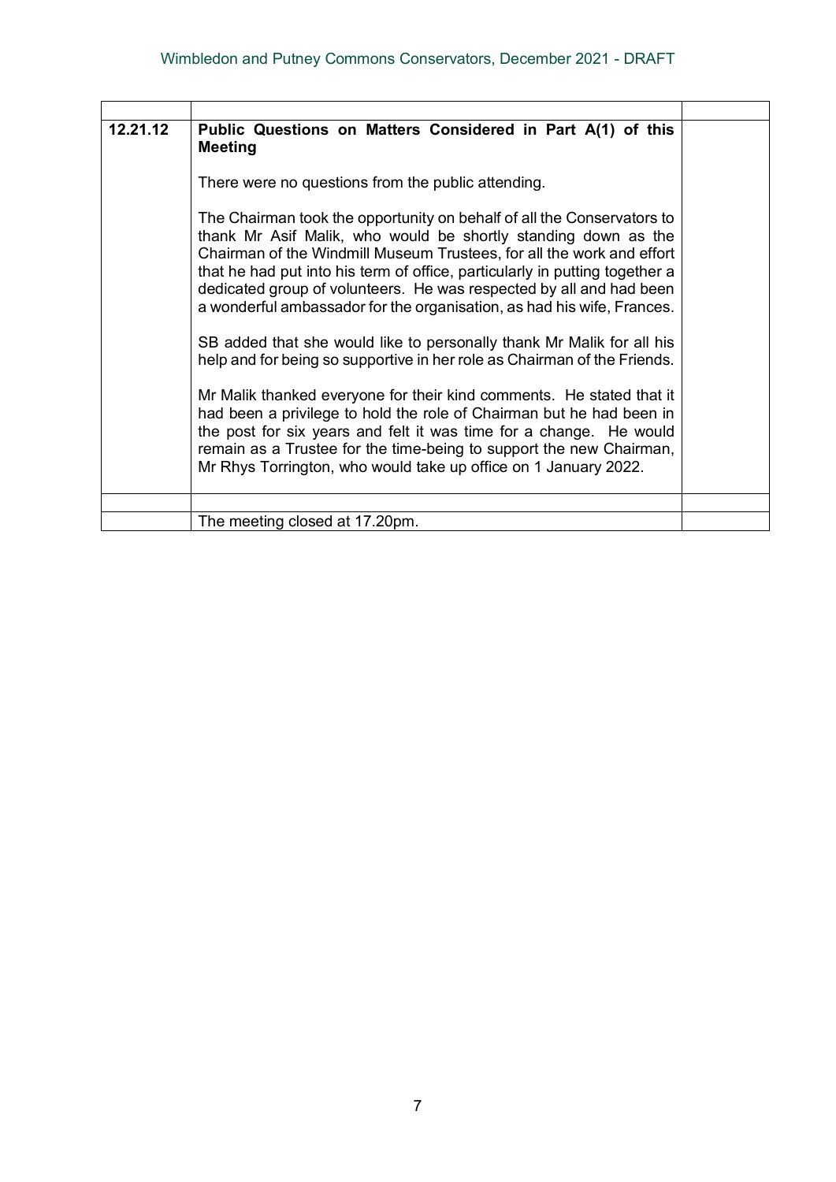| | | |
|---|---|---|
| | | |
| **12.21.12** | **Public Questions on Matters Considered in Part A(1) of this Meeting**<br><br>There were no questions from the public attending.<br><br>The Chairman took the opportunity on behalf of all the Conservators to thank Mr Asif Malik, who would be shortly standing down as the Chairman of the Windmill Museum Trustees, for all the work and effort that he had put into his term of office, particularly in putting together a dedicated group of volunteers. He was respected by all and had been a wonderful ambassador for the organisation, as had his wife, Frances.<br><br>SB added that she would like to personally thank Mr Malik for all his help and for being so supportive in her role as Chairman of the Friends.<br><br>Mr Malik thanked everyone for their kind comments. He stated that it had been a privilege to hold the role of Chairman but he had been in the post for six years and felt it was time for a change. He would remain as a Trustee for the time-being to support the new Chairman, Mr Rhys Torrington, who would take up office on 1 January 2022. | |
| | | |
| | The meeting closed at 17.20pm. | |